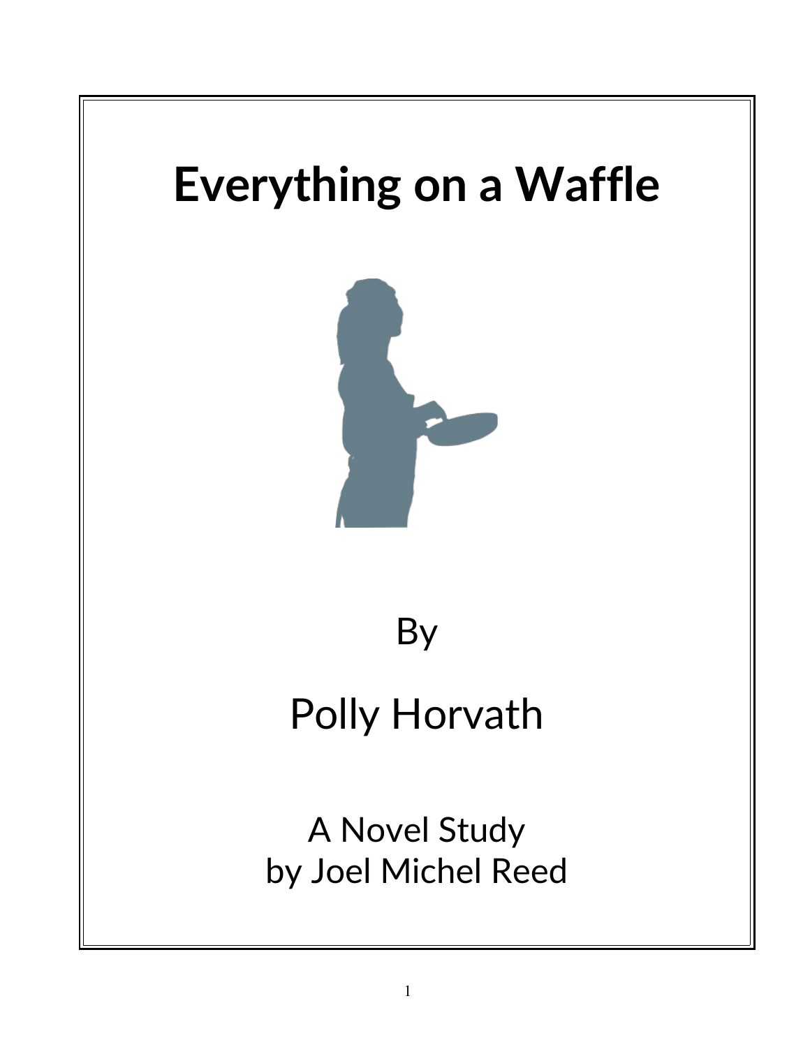# Everything on a Waffle

By

Polly Horvath

A Novel Study
by Joel Michel Reed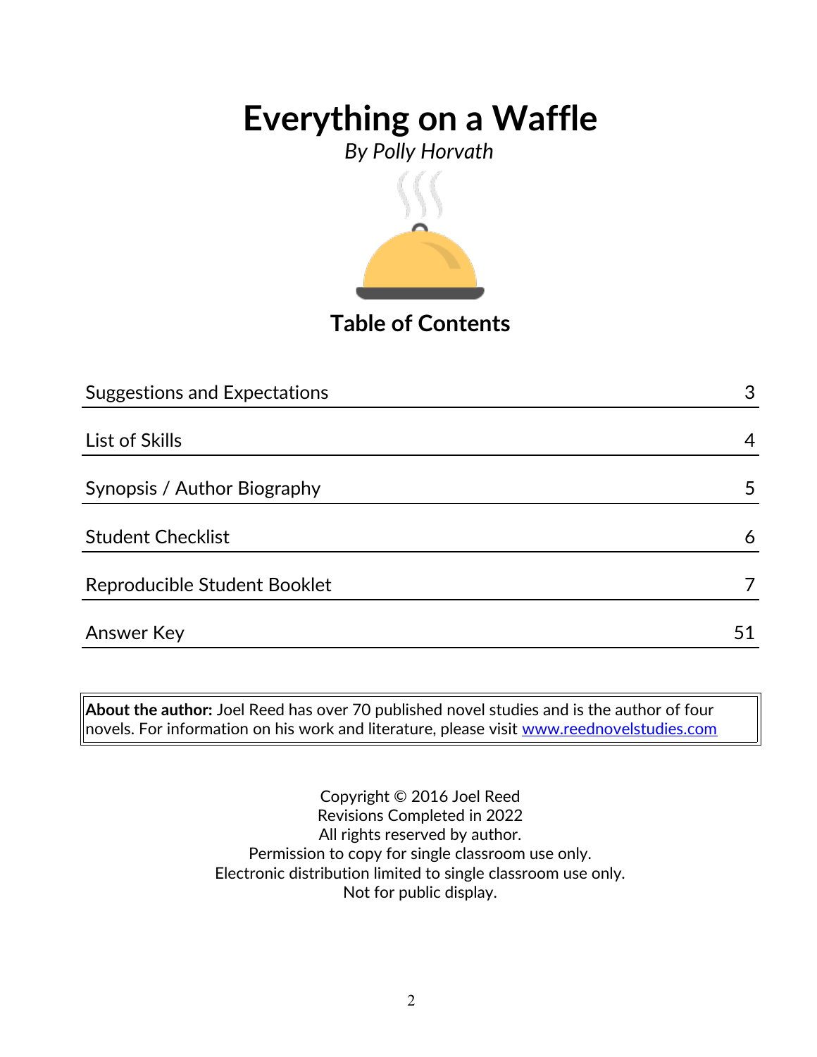# Everything on a Waffle

*By Polly Horvath*

## Table of Contents

| | |
|---|---|
| Suggestions and Expectations | 3 |
| List of Skills | 4 |
| Synopsis / Author Biography | 5 |
| Student Checklist | 6 |
| Reproducible Student Booklet | 7 |
| Answer Key | 51 |

**About the author:** Joel Reed has over 70 published novel studies and is the author of four novels. For information on his work and literature, please visit www.reednovelstudies.com

Copyright © 2016 Joel Reed
Revisions Completed in 2022
All rights reserved by author.
Permission to copy for single classroom use only.
Electronic distribution limited to single classroom use only.
Not for public display.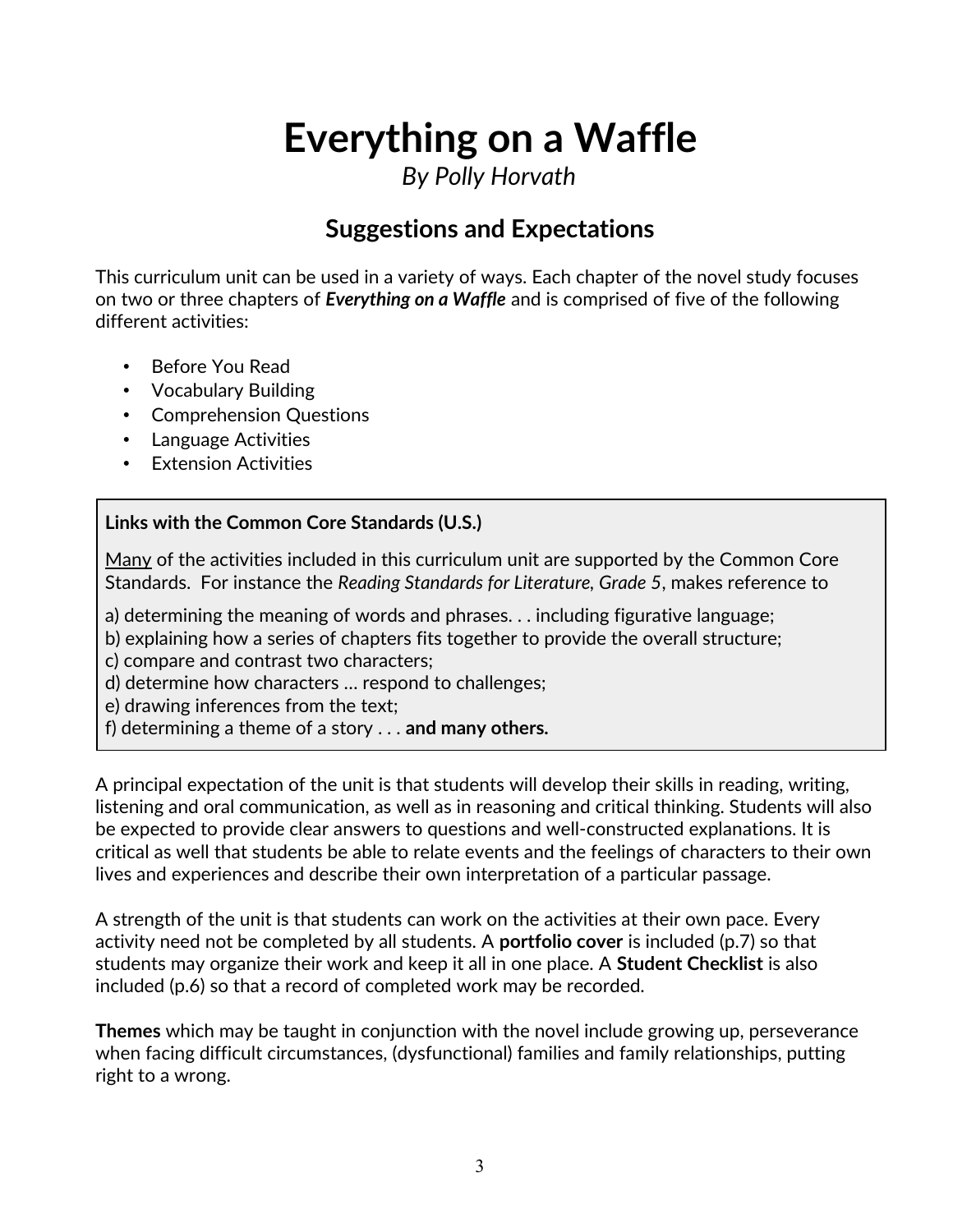# Everything on a Waffle

*By Polly Horvath*

## Suggestions and Expectations

This curriculum unit can be used in a variety of ways. Each chapter of the novel study focuses on two or three chapters of ***Everything on a Waffle*** and is comprised of five of the following different activities:

- Before You Read
- Vocabulary Building
- Comprehension Questions
- Language Activities
- Extension Activities

**Links with the Common Core Standards (U.S.)**

<u>Many</u> of the activities included in this curriculum unit are supported by the Common Core Standards. For instance the *Reading Standards for Literature, Grade 5*, makes reference to

a) determining the meaning of words and phrases. . . including figurative language;
b) explaining how a series of chapters fits together to provide the overall structure;
c) compare and contrast two characters;
d) determine how characters … respond to challenges;
e) drawing inferences from the text;
f) determining a theme of a story . . . **and many others.**

A principal expectation of the unit is that students will develop their skills in reading, writing, listening and oral communication, as well as in reasoning and critical thinking. Students will also be expected to provide clear answers to questions and well-constructed explanations. It is critical as well that students be able to relate events and the feelings of characters to their own lives and experiences and describe their own interpretation of a particular passage.

A strength of the unit is that students can work on the activities at their own pace. Every activity need not be completed by all students. A **portfolio cover** is included (p.7) so that students may organize their work and keep it all in one place. A **Student Checklist** is also included (p.6) so that a record of completed work may be recorded.

**Themes** which may be taught in conjunction with the novel include growing up, perseverance when facing difficult circumstances, (dysfunctional) families and family relationships, putting right to a wrong.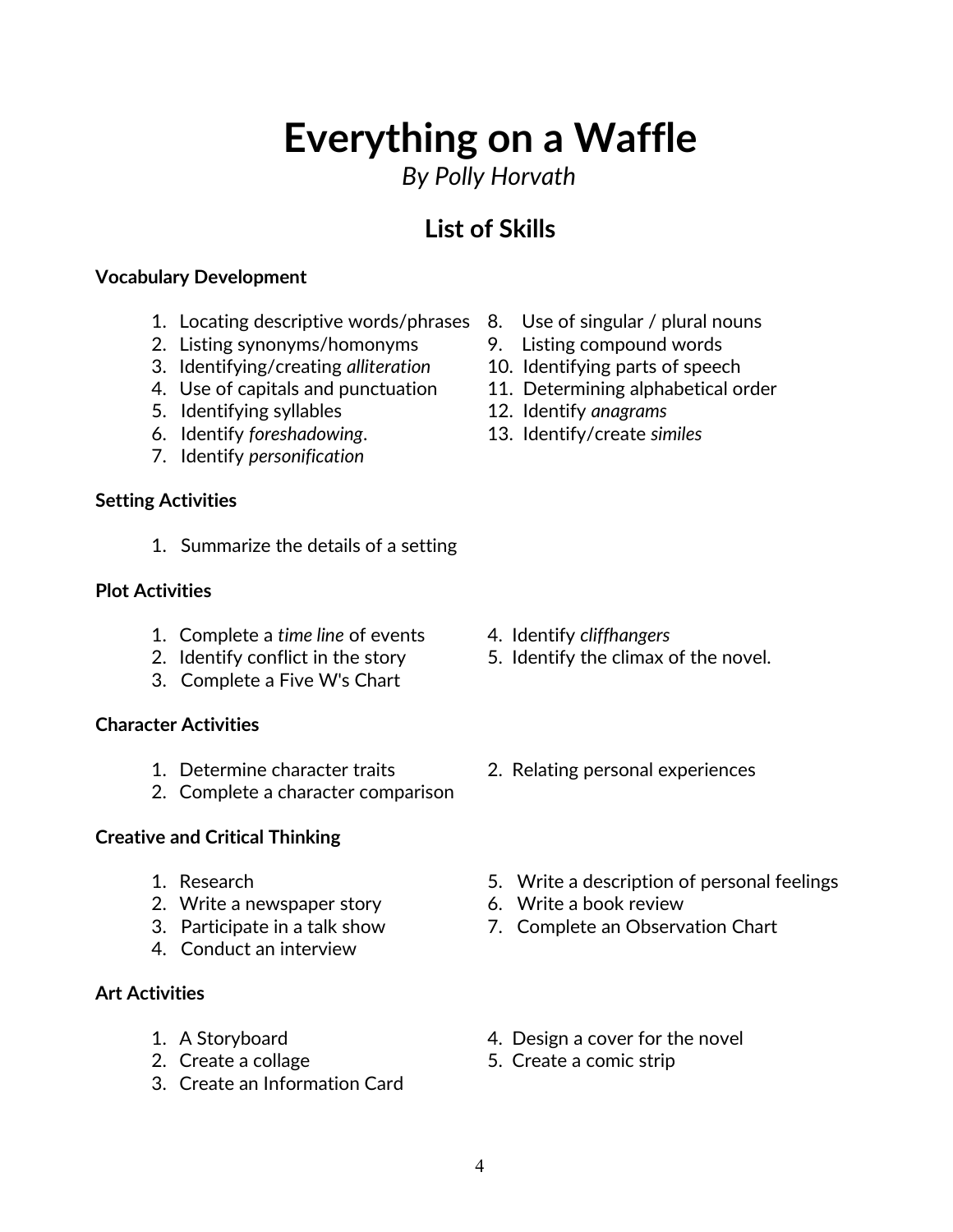# Everything on a Waffle

*By Polly Horvath*

## List of Skills

**Vocabulary Development**

1. Locating descriptive words/phrases
2. Listing synonyms/homonyms
3. Identifying/creating *alliteration*
4. Use of capitals and punctuation
5. Identifying syllables
6. Identify *foreshadowing*.
7. Identify *personification*
8. Use of singular / plural nouns
9. Listing compound words
10. Identifying parts of speech
11. Determining alphabetical order
12. Identify *anagrams*
13. Identify/create *similes*

**Setting Activities**

1. Summarize the details of a setting

**Plot Activities**

1. Complete a *time line* of events
2. Identify conflict in the story
3. Complete a Five W's Chart
4. Identify *cliffhangers*
5. Identify the climax of the novel.

**Character Activities**

1. Determine character traits
2. Complete a character comparison
2. Relating personal experiences

**Creative and Critical Thinking**

1. Research
2. Write a newspaper story
3. Participate in a talk show
4. Conduct an interview
5. Write a description of personal feelings
6. Write a book review
7. Complete an Observation Chart

**Art Activities**

1. A Storyboard
2. Create a collage
3. Create an Information Card
4. Design a cover for the novel
5. Create a comic strip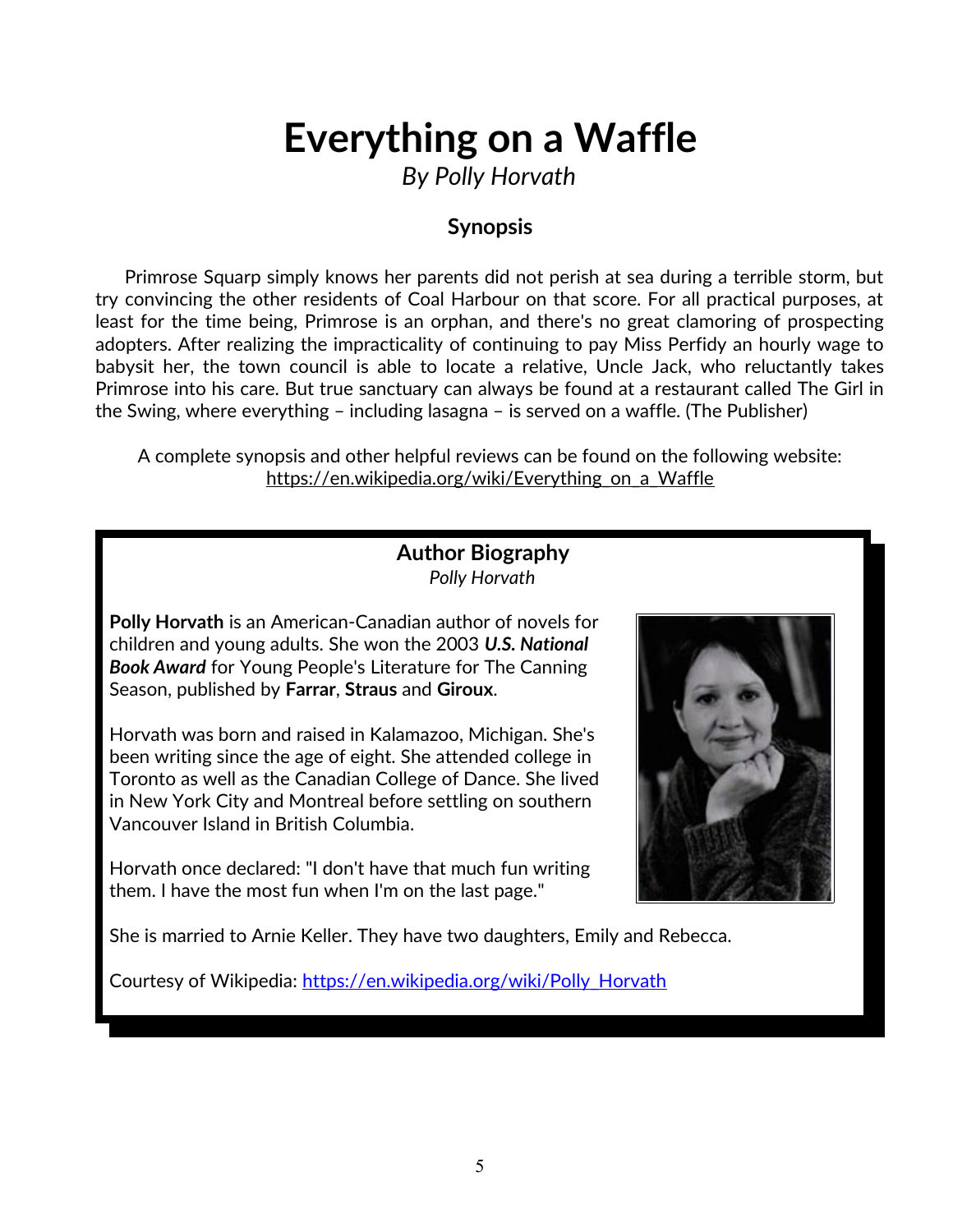# Everything on a Waffle

*By Polly Horvath*

### Synopsis

Primrose Squarp simply knows her parents did not perish at sea during a terrible storm, but try convincing the other residents of Coal Harbour on that score. For all practical purposes, at least for the time being, Primrose is an orphan, and there's no great clamoring of prospecting adopters. After realizing the impracticality of continuing to pay Miss Perfidy an hourly wage to babysit her, the town council is able to locate a relative, Uncle Jack, who reluctantly takes Primrose into his care. But true sanctuary can always be found at a restaurant called The Girl in the Swing, where everything – including lasagna – is served on a waffle. (The Publisher)

A complete synopsis and other helpful reviews can be found on the following website: https://en.wikipedia.org/wiki/Everything_on_a_Waffle

### Author Biography

*Polly Horvath*

**Polly Horvath** is an American-Canadian author of novels for children and young adults. She won the 2003 ***U.S. National Book Award*** for Young People's Literature for The Canning Season, published by **Farrar**, **Straus** and **Giroux**.

Horvath was born and raised in Kalamazoo, Michigan. She's been writing since the age of eight. She attended college in Toronto as well as the Canadian College of Dance. She lived in New York City and Montreal before settling on southern Vancouver Island in British Columbia.

Horvath once declared: "I don't have that much fun writing them. I have the most fun when I'm on the last page."

She is married to Arnie Keller. They have two daughters, Emily and Rebecca.

Courtesy of Wikipedia: https://en.wikipedia.org/wiki/Polly_Horvath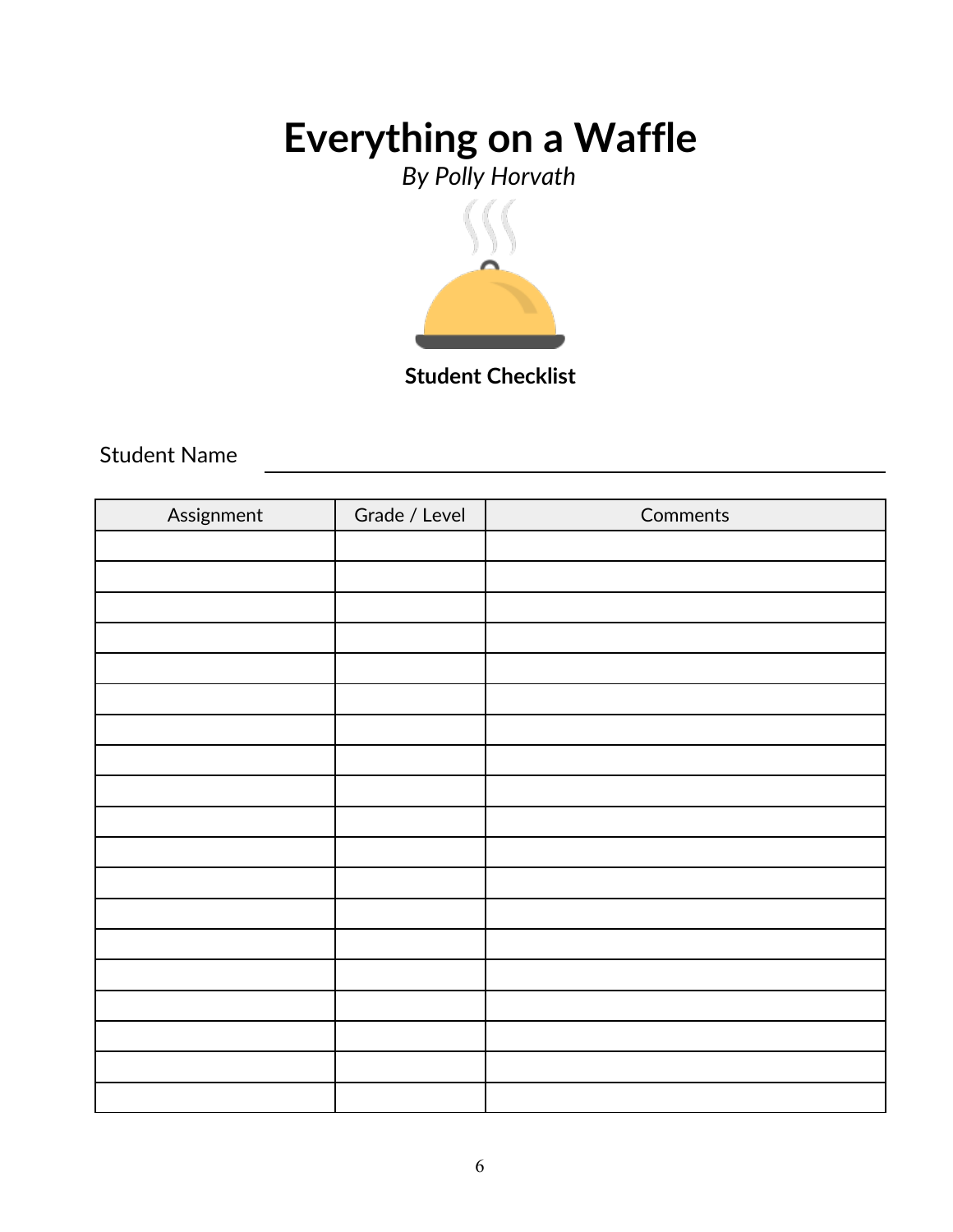# Everything on a Waffle

*By Polly Horvath*

**Student Checklist**

Student Name ______________________________

| Assignment | Grade / Level | Comments |
|---|---|---|
| | | |
| | | |
| | | |
| | | |
| | | |
| | | |
| | | |
| | | |
| | | |
| | | |
| | | |
| | | |
| | | |
| | | |
| | | |
| | | |
| | | |
| | | |
| | | |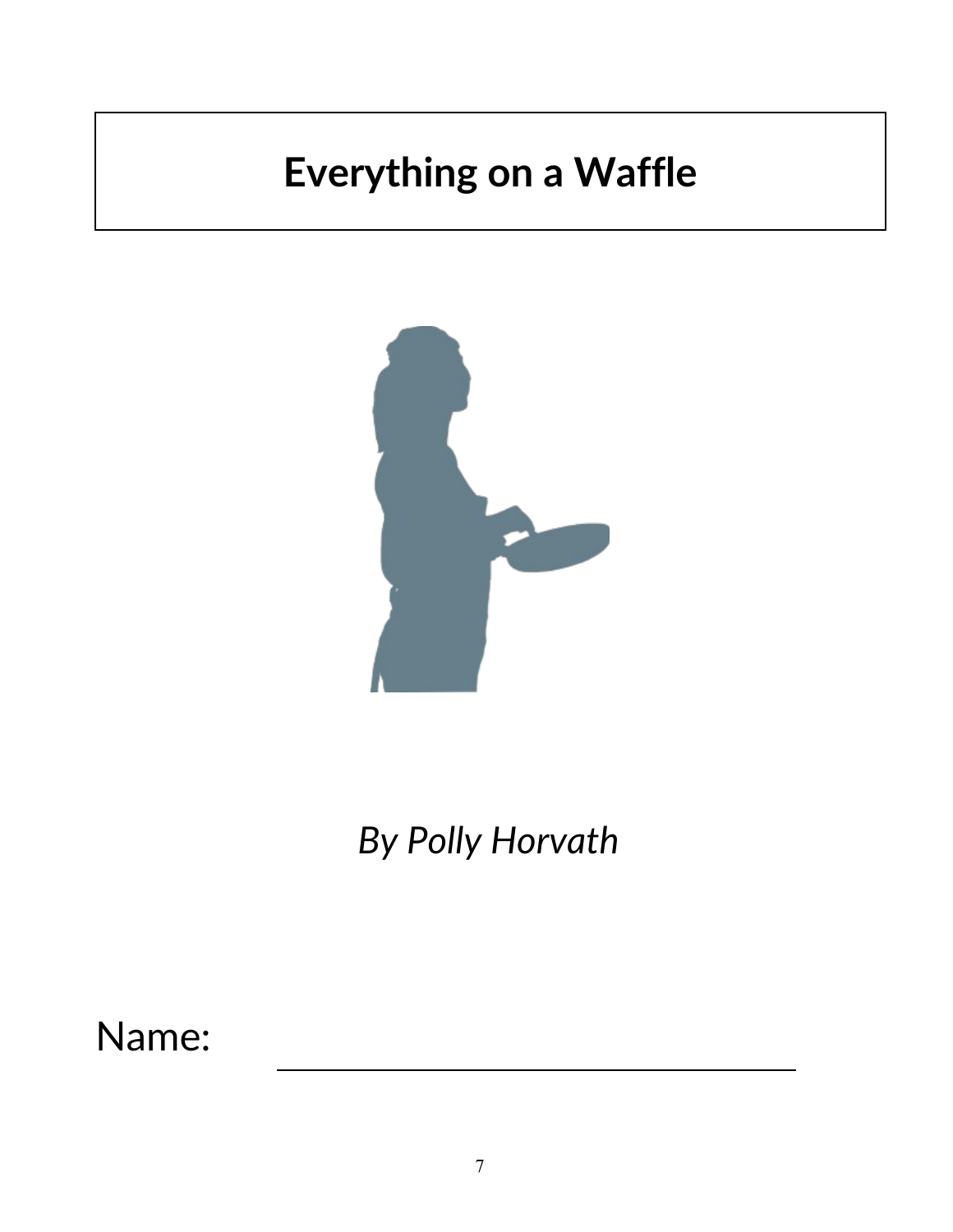# Everything on a Waffle

*By Polly Horvath*

Name: ______________________________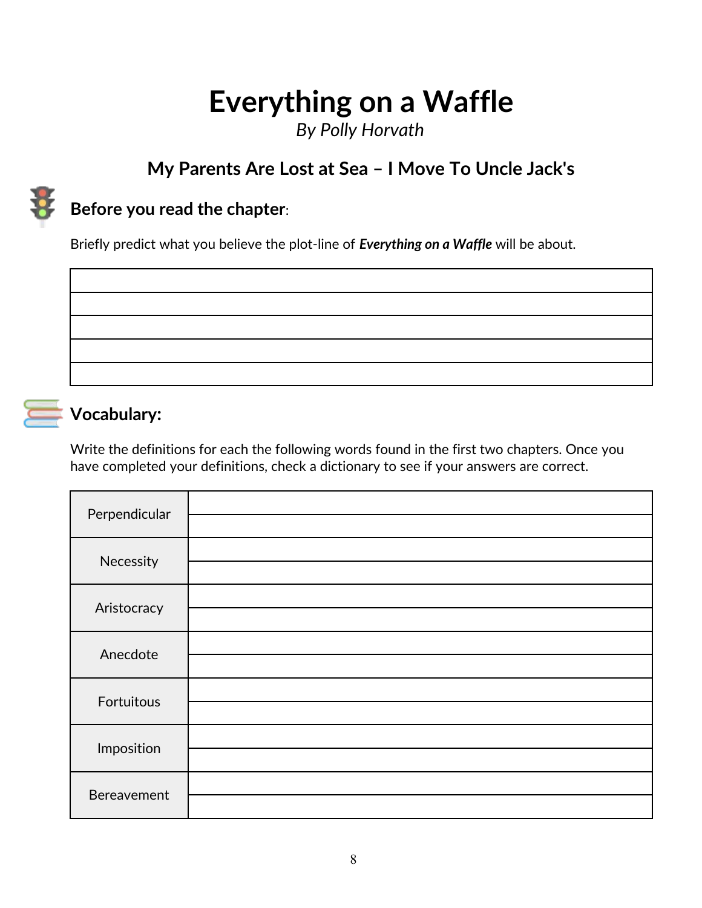# Everything on a Waffle

*By Polly Horvath*

### My Parents Are Lost at Sea – I Move To Uncle Jack's

## Before you read the chapter:

Briefly predict what you believe the plot-line of ***Everything on a Waffle*** will be about.

|  |
|---|
|  |
|  |
|  |
|  |
|  |

## Vocabulary:

Write the definitions for each the following words found in the first two chapters. Once you have completed your definitions, check a dictionary to see if your answers are correct.

| | |
|---|---|
| Perpendicular | |
| Necessity | |
| Aristocracy | |
| Anecdote | |
| Fortuitous | |
| Imposition | |
| Bereavement | |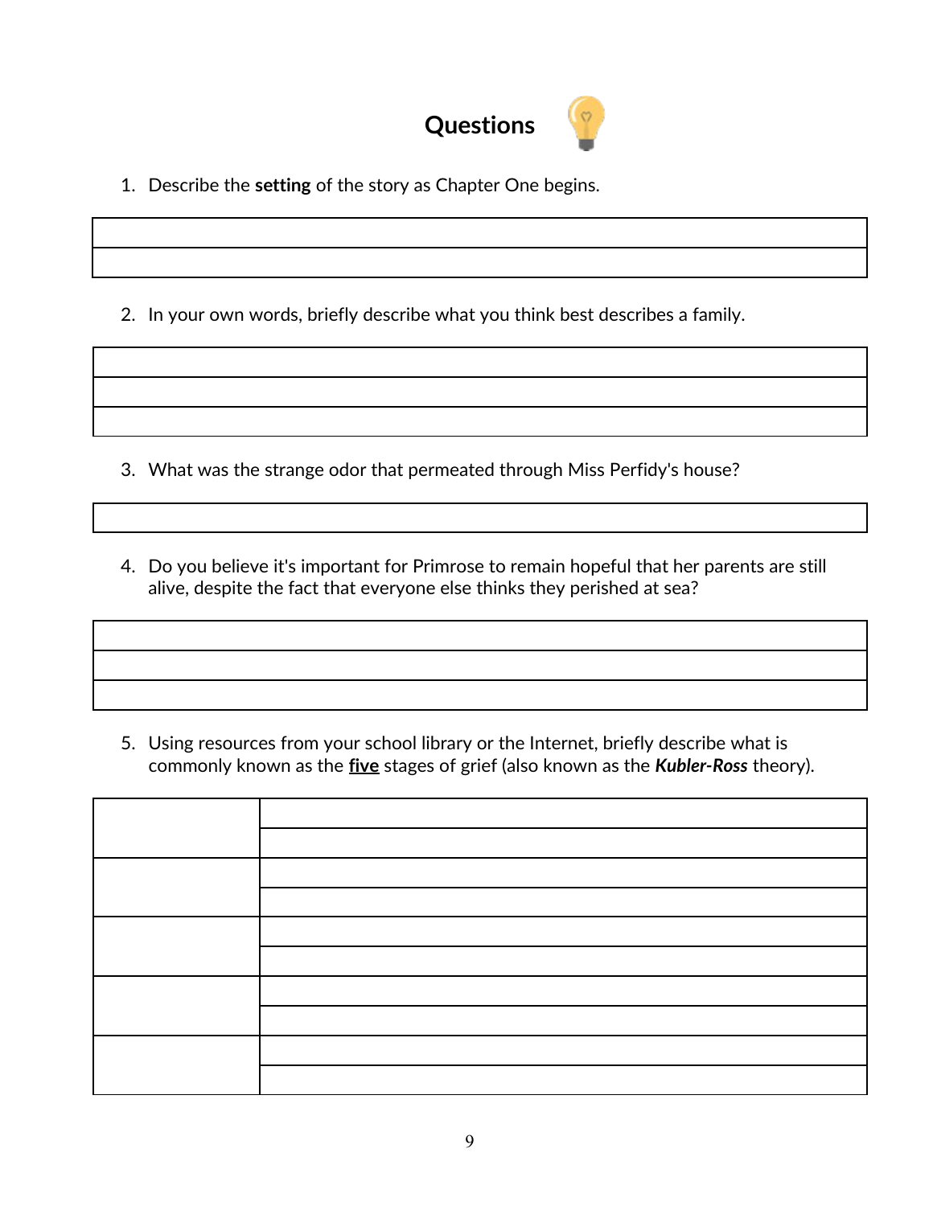## Questions

1. Describe the **setting** of the story as Chapter One begins.

| |
|---|
| |
| |

2. In your own words, briefly describe what you think best describes a family.

| |
|---|
| |
| |
| |

3. What was the strange odor that permeated through Miss Perfidy's house?

| |
|---|
| |

4. Do you believe it's important for Primrose to remain hopeful that her parents are still alive, despite the fact that everyone else thinks they perished at sea?

| |
|---|
| |
| |
| |

5. Using resources from your school library or the Internet, briefly describe what is commonly known as the <u>**five**</u> stages of grief (also known as the ***Kubler-Ross*** theory).

| | |
|---|---|
| | |
| | |
| | |
| | |
| | |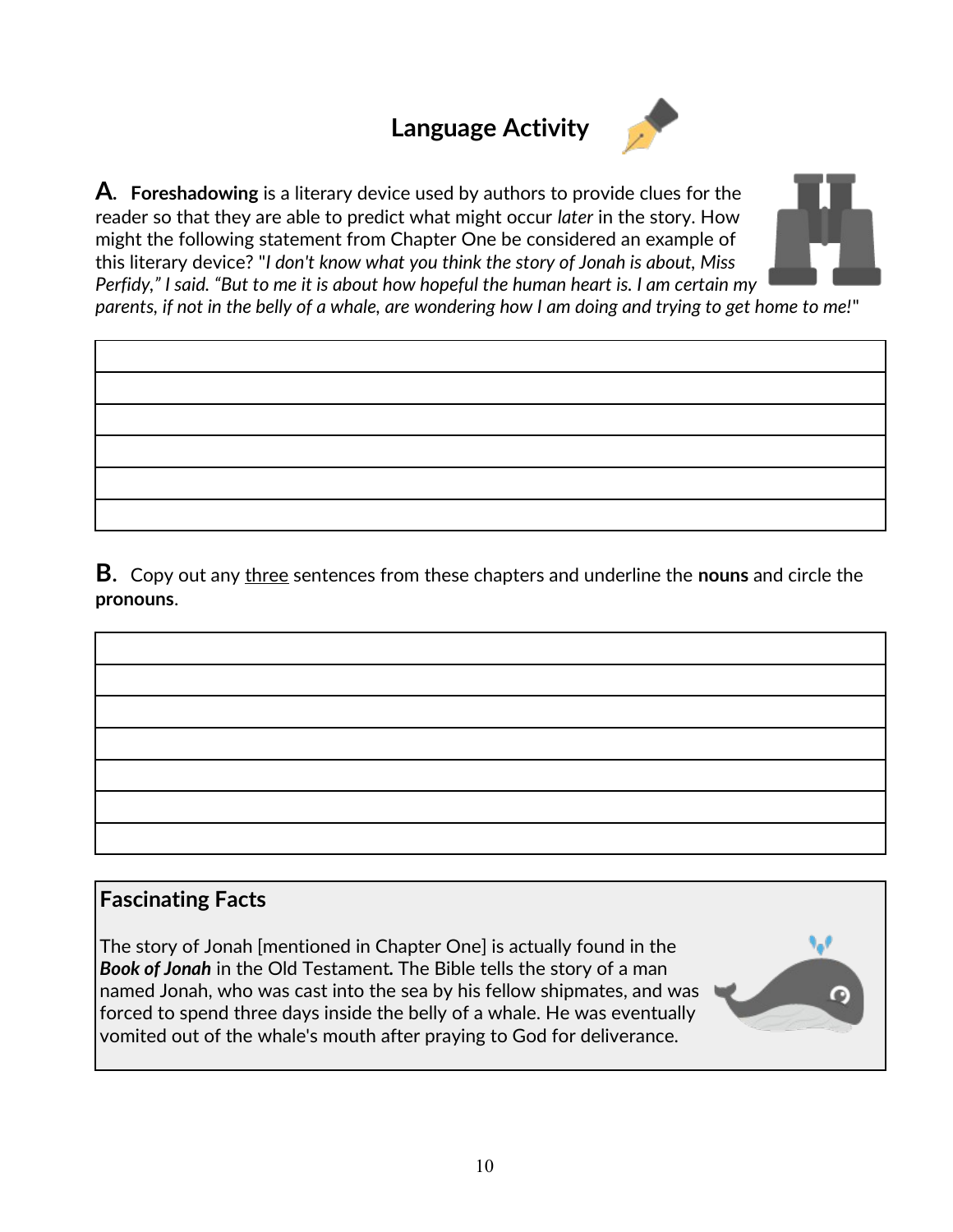# Language Activity

**A.** **Foreshadowing** is a literary device used by authors to provide clues for the reader so that they are able to predict what might occur *later* in the story. How might the following statement from Chapter One be considered an example of this literary device? "*I don't know what you think the story of Jonah is about, Miss Perfidy," I said. "But to me it is about how hopeful the human heart is. I am certain my parents, if not in the belly of a whale, are wondering how I am doing and trying to get home to me!*"

**B.** Copy out any <u>three</u> sentences from these chapters and underline the **nouns** and circle the **pronouns**.

## Fascinating Facts

The story of Jonah [mentioned in Chapter One] is actually found in the ***Book of Jonah*** in the Old Testament**.** The Bible tells the story of a man named Jonah, who was cast into the sea by his fellow shipmates, and was forced to spend three days inside the belly of a whale. He was eventually vomited out of the whale's mouth after praying to God for deliverance.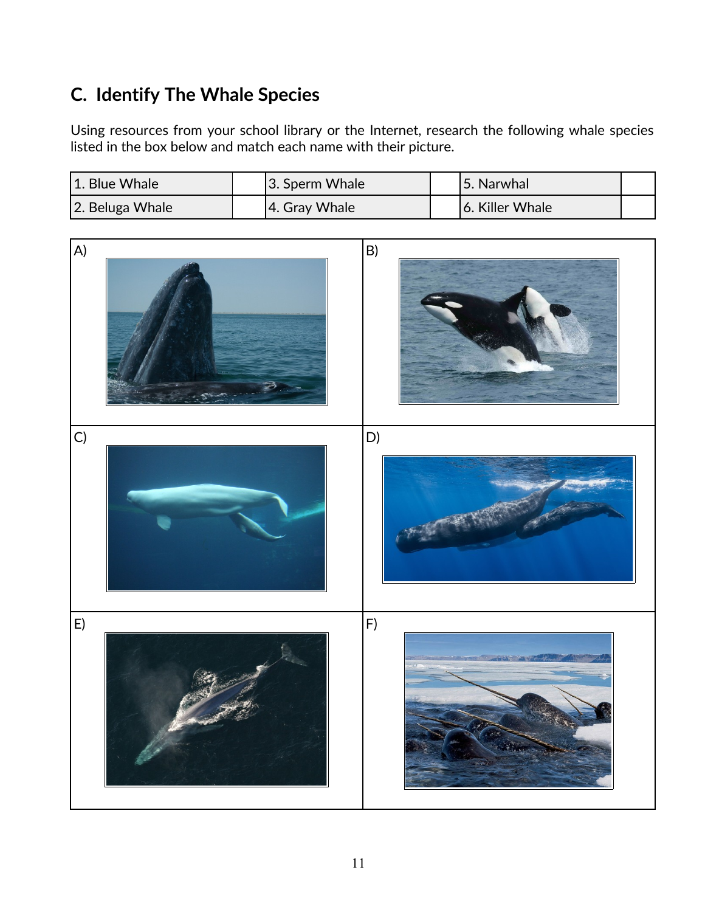## C. Identify The Whale Species

Using resources from your school library or the Internet, research the following whale species listed in the box below and match each name with their picture.

| 1. Blue Whale | | 3. Sperm Whale | | 5. Narwhal | |
|---|---|---|---|---|---|
| 2. Beluga Whale | | 4. Gray Whale | | 6. Killer Whale | |

| A) | B) |
|---|---|
| C) | D) |
| E) | F) |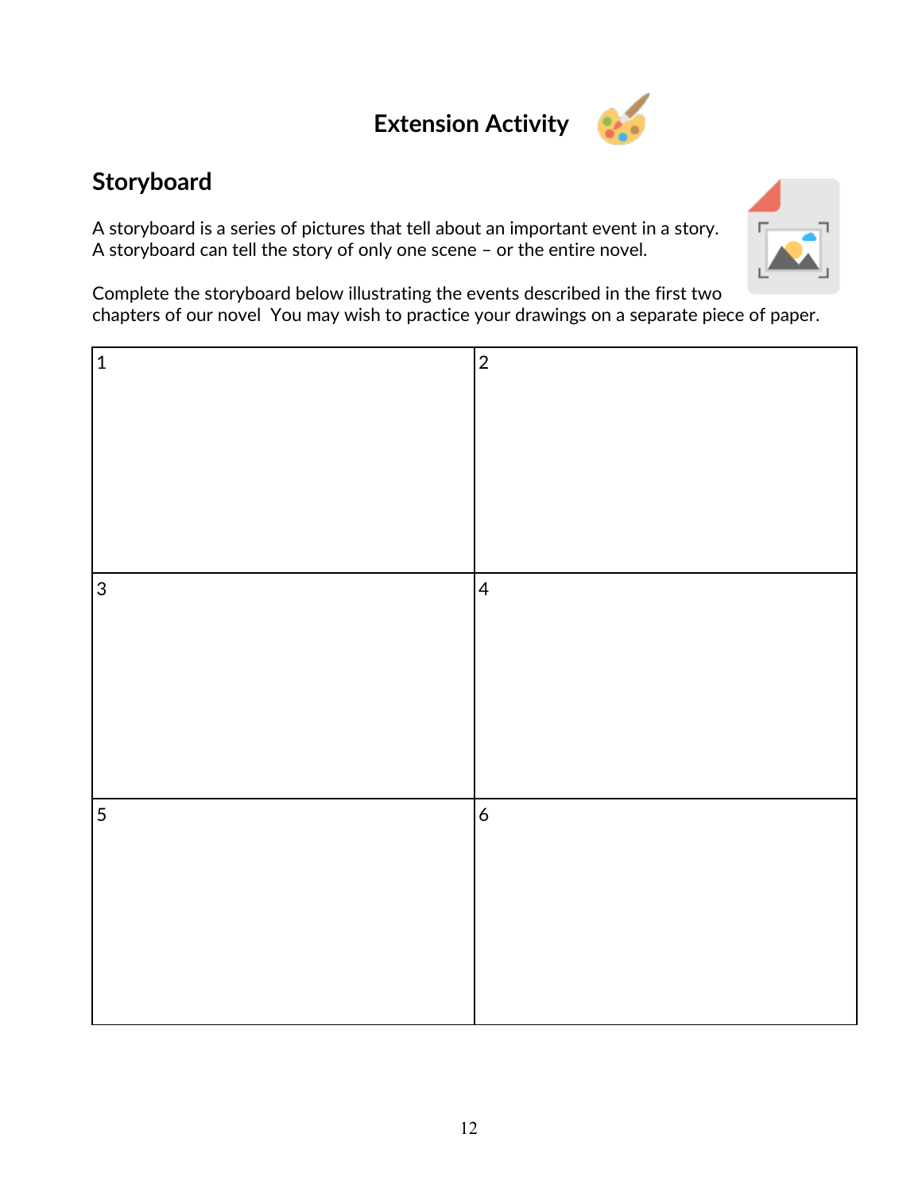## Extension Activity

## Storyboard

A storyboard is a series of pictures that tell about an important event in a story. A storyboard can tell the story of only one scene – or the entire novel.

Complete the storyboard below illustrating the events described in the first two chapters of our novel You may wish to practice your drawings on a separate piece of paper.

| | |
|---|---|
| 1 | 2 |
| 3 | 4 |
| 5 | 6 |